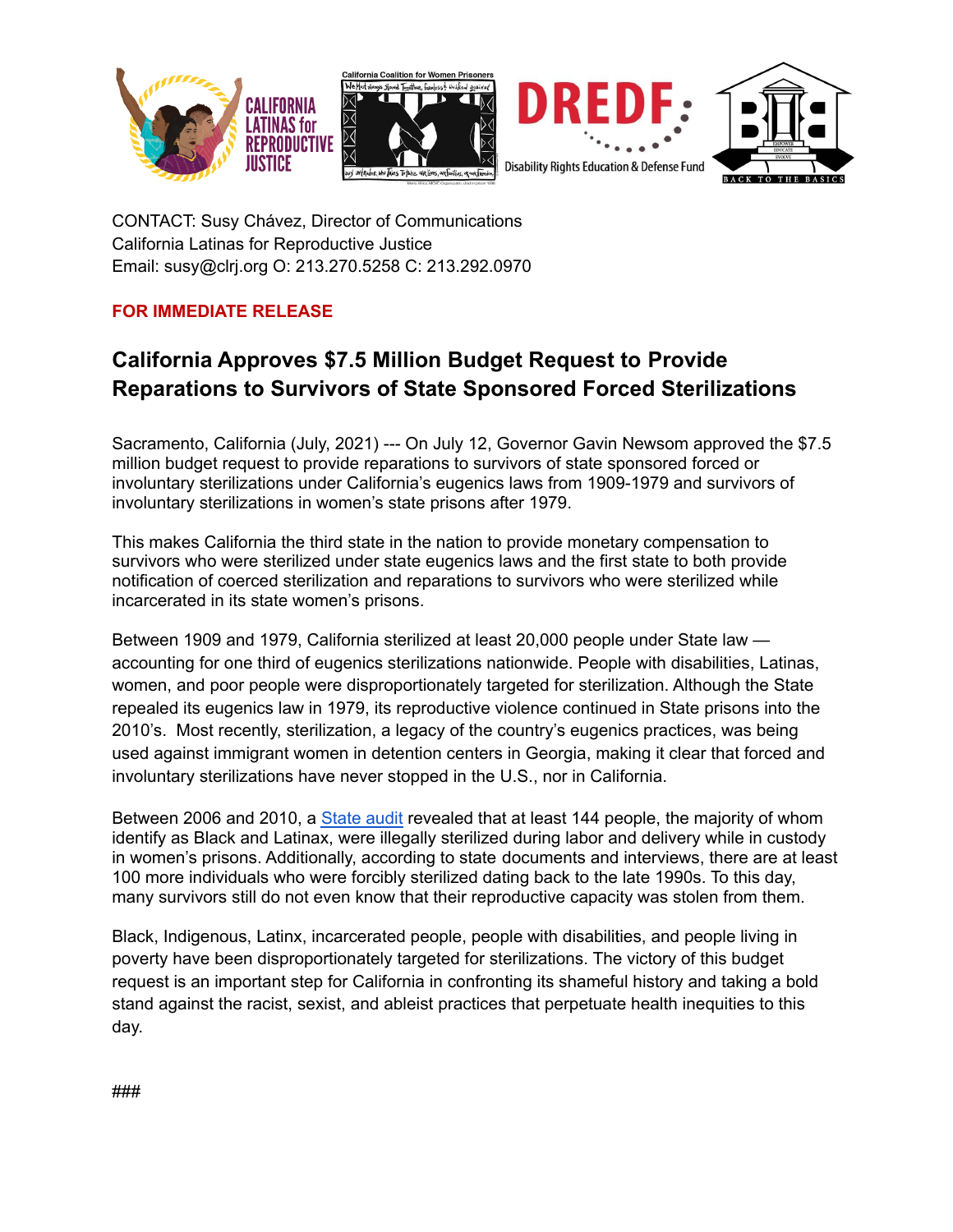CONTACT: Susy Chávez, Director of Communications
California Latinas for Reproductive Justice
Email: susy@clrj.org O: 213.270.5258 C: 213.292.0970

**FOR IMMEDIATE RELEASE**

## California Approves $7.5 Million Budget Request to Provide Reparations to Survivors of State Sponsored Forced Sterilizations

Sacramento, California (July, 2021) --- On July 12, Governor Gavin Newsom approved the $7.5 million budget request to provide reparations to survivors of state sponsored forced or involuntary sterilizations under California's eugenics laws from 1909-1979 and survivors of involuntary sterilizations in women's state prisons after 1979.

This makes California the third state in the nation to provide monetary compensation to survivors who were sterilized under state eugenics laws and the first state to both provide notification of coerced sterilization and reparations to survivors who were sterilized while incarcerated in its state women's prisons.

Between 1909 and 1979, California sterilized at least 20,000 people under State law — accounting for one third of eugenics sterilizations nationwide. People with disabilities, Latinas, women, and poor people were disproportionately targeted for sterilization. Although the State repealed its eugenics law in 1979, its reproductive violence continued in State prisons into the 2010's. Most recently, sterilization, a legacy of the country's eugenics practices, was being used against immigrant women in detention centers in Georgia, making it clear that forced and involuntary sterilizations have never stopped in the U.S., nor in California.

Between 2006 and 2010, a State audit revealed that at least 144 people, the majority of whom identify as Black and Latinax, were illegally sterilized during labor and delivery while in custody in women's prisons. Additionally, according to state documents and interviews, there are at least 100 more individuals who were forcibly sterilized dating back to the late 1990s. To this day, many survivors still do not even know that their reproductive capacity was stolen from them.

Black, Indigenous, Latinx, incarcerated people, people with disabilities, and people living in poverty have been disproportionately targeted for sterilizations. The victory of this budget request is an important step for California in confronting its shameful history and taking a bold stand against the racist, sexist, and ableist practices that perpetuate health inequities to this day.

###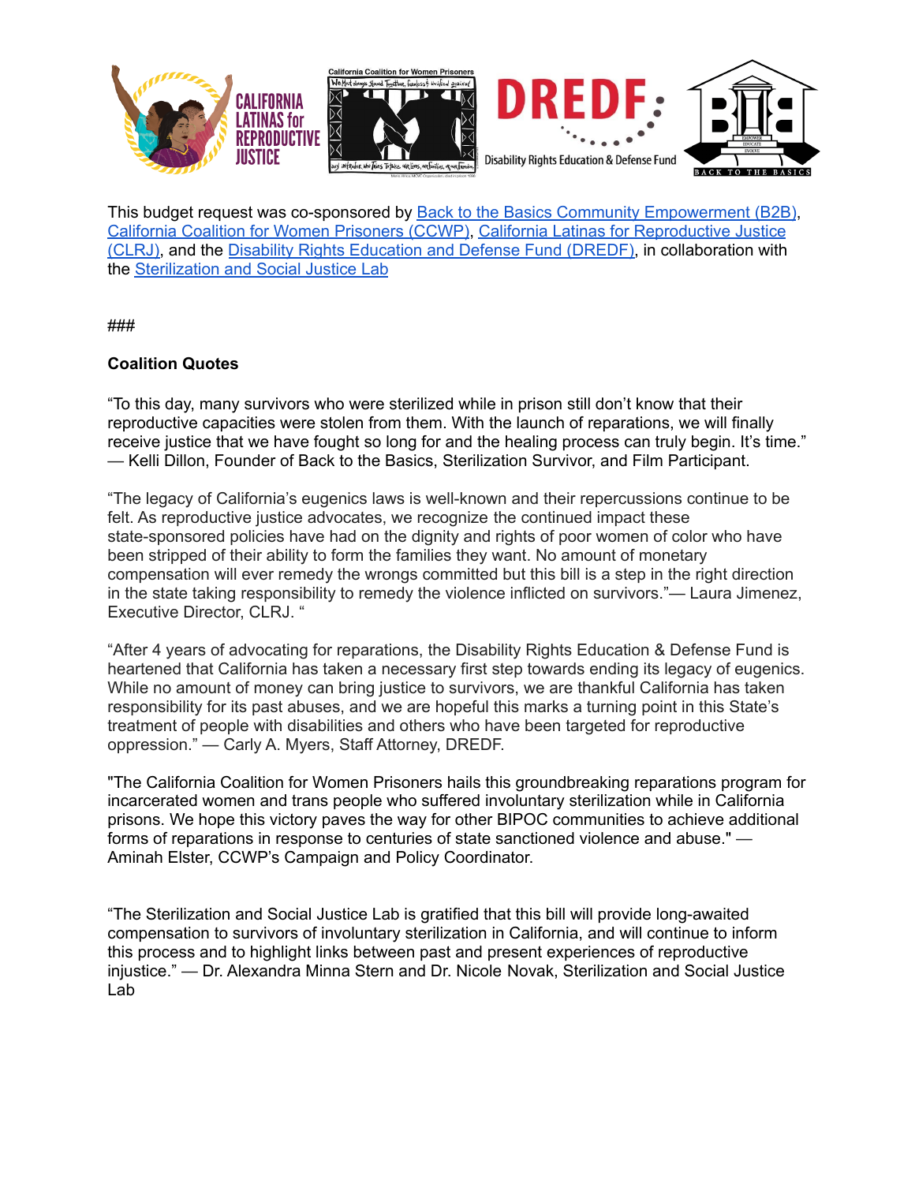This budget request was co-sponsored by Back to the Basics Community Empowerment (B2B), California Coalition for Women Prisoners (CCWP), California Latinas for Reproductive Justice (CLRJ), and the Disability Rights Education and Defense Fund (DREDF), in collaboration with the Sterilization and Social Justice Lab

###

**Coalition Quotes**

"To this day, many survivors who were sterilized while in prison still don't know that their reproductive capacities were stolen from them. With the launch of reparations, we will finally receive justice that we have fought so long for and the healing process can truly begin. It's time." — Kelli Dillon, Founder of Back to the Basics, Sterilization Survivor, and Film Participant.

"The legacy of California's eugenics laws is well-known and their repercussions continue to be felt. As reproductive justice advocates, we recognize the continued impact these state-sponsored policies have had on the dignity and rights of poor women of color who have been stripped of their ability to form the families they want. No amount of monetary compensation will ever remedy the wrongs committed but this bill is a step in the right direction in the state taking responsibility to remedy the violence inflicted on survivors."— Laura Jimenez, Executive Director, CLRJ. "

"After 4 years of advocating for reparations, the Disability Rights Education & Defense Fund is heartened that California has taken a necessary first step towards ending its legacy of eugenics. While no amount of money can bring justice to survivors, we are thankful California has taken responsibility for its past abuses, and we are hopeful this marks a turning point in this State's treatment of people with disabilities and others who have been targeted for reproductive oppression." — Carly A. Myers, Staff Attorney, DREDF.

"The California Coalition for Women Prisoners hails this groundbreaking reparations program for incarcerated women and trans people who suffered involuntary sterilization while in California prisons. We hope this victory paves the way for other BIPOC communities to achieve additional forms of reparations in response to centuries of state sanctioned violence and abuse." — Aminah Elster, CCWP's Campaign and Policy Coordinator.

"The Sterilization and Social Justice Lab is gratified that this bill will provide long-awaited compensation to survivors of involuntary sterilization in California, and will continue to inform this process and to highlight links between past and present experiences of reproductive injustice." — Dr. Alexandra Minna Stern and Dr. Nicole Novak, Sterilization and Social Justice Lab